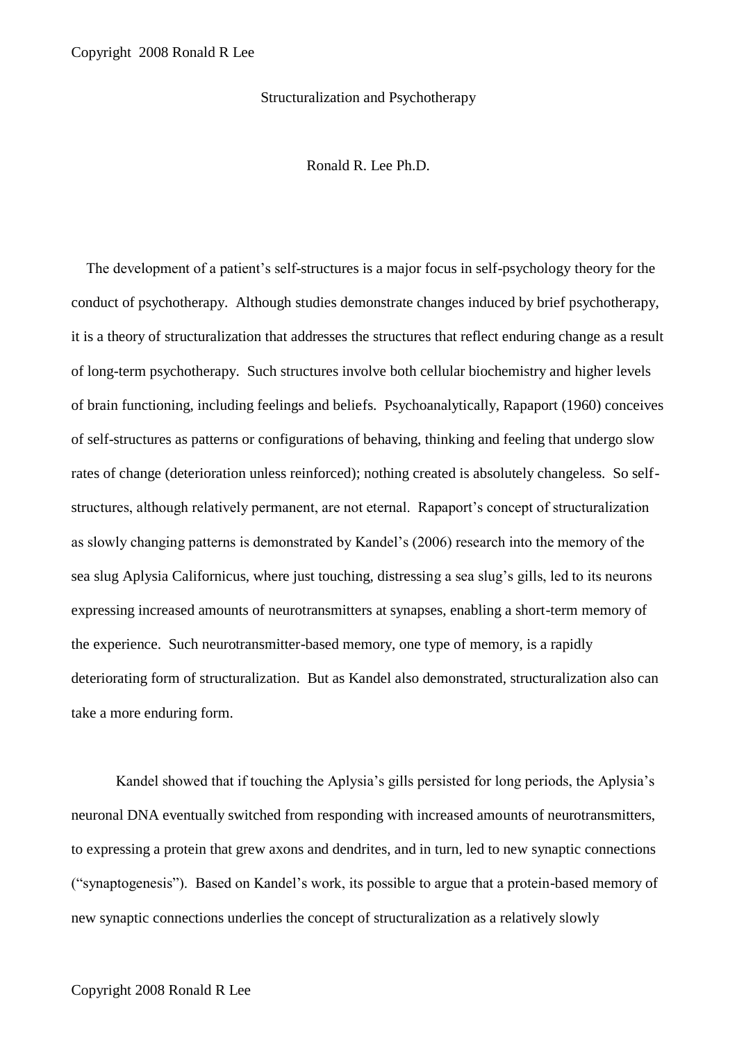# Structuralization and Psychotherapy

Ronald R. Lee Ph.D.

The development of a patient's self-structures is a major focus in self-psychology theory for the conduct of psychotherapy. Although studies demonstrate changes induced by brief psychotherapy, it is a theory of structuralization that addresses the structures that reflect enduring change as a result of long-term psychotherapy. Such structures involve both cellular biochemistry and higher levels of brain functioning, including feelings and beliefs. Psychoanalytically, Rapaport (1960) conceives of self-structures as patterns or configurations of behaving, thinking and feeling that undergo slow rates of change (deterioration unless reinforced); nothing created is absolutely changeless. So self-structures, although relatively permanent, are not eternal. Rapaport's concept of structuralization as slowly changing patterns is demonstrated by Kandel's (2006) research into the memory of the sea slug Aplysia Californicus, where just touching, distressing a sea slug's gills, led to its neurons expressing increased amounts of neurotransmitters at synapses, enabling a short-term memory of the experience. Such neurotransmitter-based memory, one type of memory, is a rapidly deteriorating form of structuralization. But as Kandel also demonstrated, structuralization also can take a more enduring form.

Kandel showed that if touching the Aplysia's gills persisted for long periods, the Aplysia's neuronal DNA eventually switched from responding with increased amounts of neurotransmitters, to expressing a protein that grew axons and dendrites, and in turn, led to new synaptic connections ("synaptogenesis"). Based on Kandel's work, its possible to argue that a protein-based memory of new synaptic connections underlies the concept of structuralization as a relatively slowly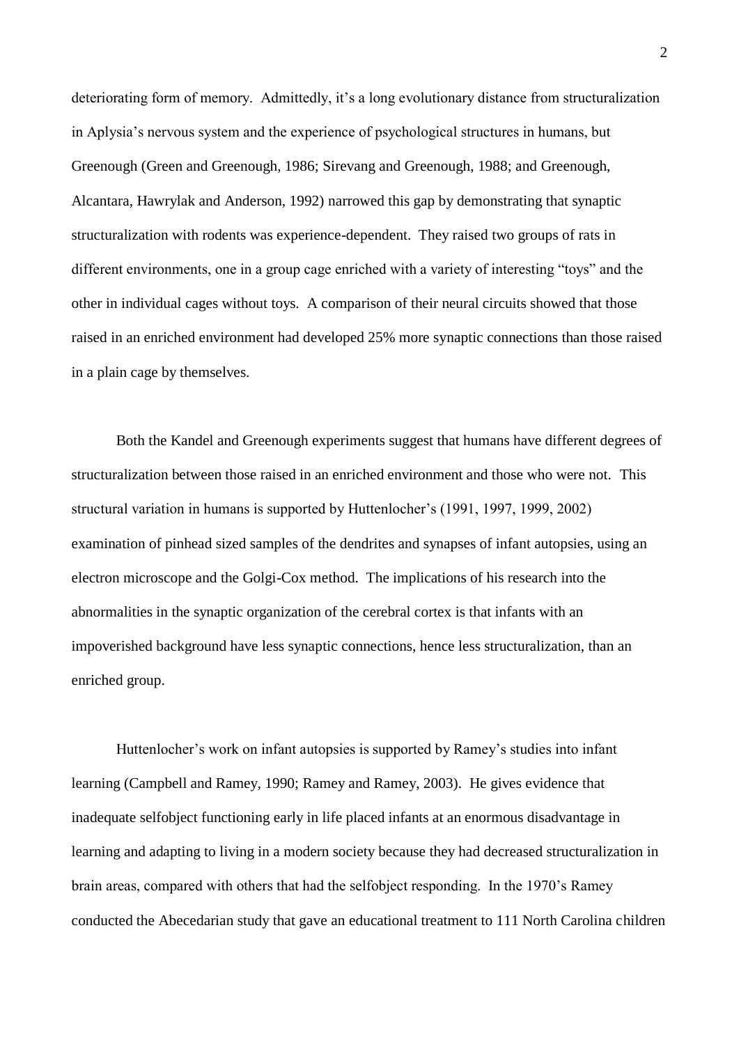deteriorating form of memory. Admittedly, it's a long evolutionary distance from structuralization in Aplysia's nervous system and the experience of psychological structures in humans, but Greenough (Green and Greenough, 1986; Sirevang and Greenough, 1988; and Greenough, Alcantara, Hawrylak and Anderson, 1992) narrowed this gap by demonstrating that synaptic structuralization with rodents was experience-dependent. They raised two groups of rats in different environments, one in a group cage enriched with a variety of interesting "toys" and the other in individual cages without toys. A comparison of their neural circuits showed that those raised in an enriched environment had developed 25% more synaptic connections than those raised in a plain cage by themselves.

Both the Kandel and Greenough experiments suggest that humans have different degrees of structuralization between those raised in an enriched environment and those who were not. This structural variation in humans is supported by Huttenlocher's (1991, 1997, 1999, 2002) examination of pinhead sized samples of the dendrites and synapses of infant autopsies, using an electron microscope and the Golgi-Cox method. The implications of his research into the abnormalities in the synaptic organization of the cerebral cortex is that infants with an impoverished background have less synaptic connections, hence less structuralization, than an enriched group.

Huttenlocher's work on infant autopsies is supported by Ramey's studies into infant learning (Campbell and Ramey, 1990; Ramey and Ramey, 2003). He gives evidence that inadequate selfobject functioning early in life placed infants at an enormous disadvantage in learning and adapting to living in a modern society because they had decreased structuralization in brain areas, compared with others that had the selfobject responding. In the 1970's Ramey conducted the Abecedarian study that gave an educational treatment to 111 North Carolina children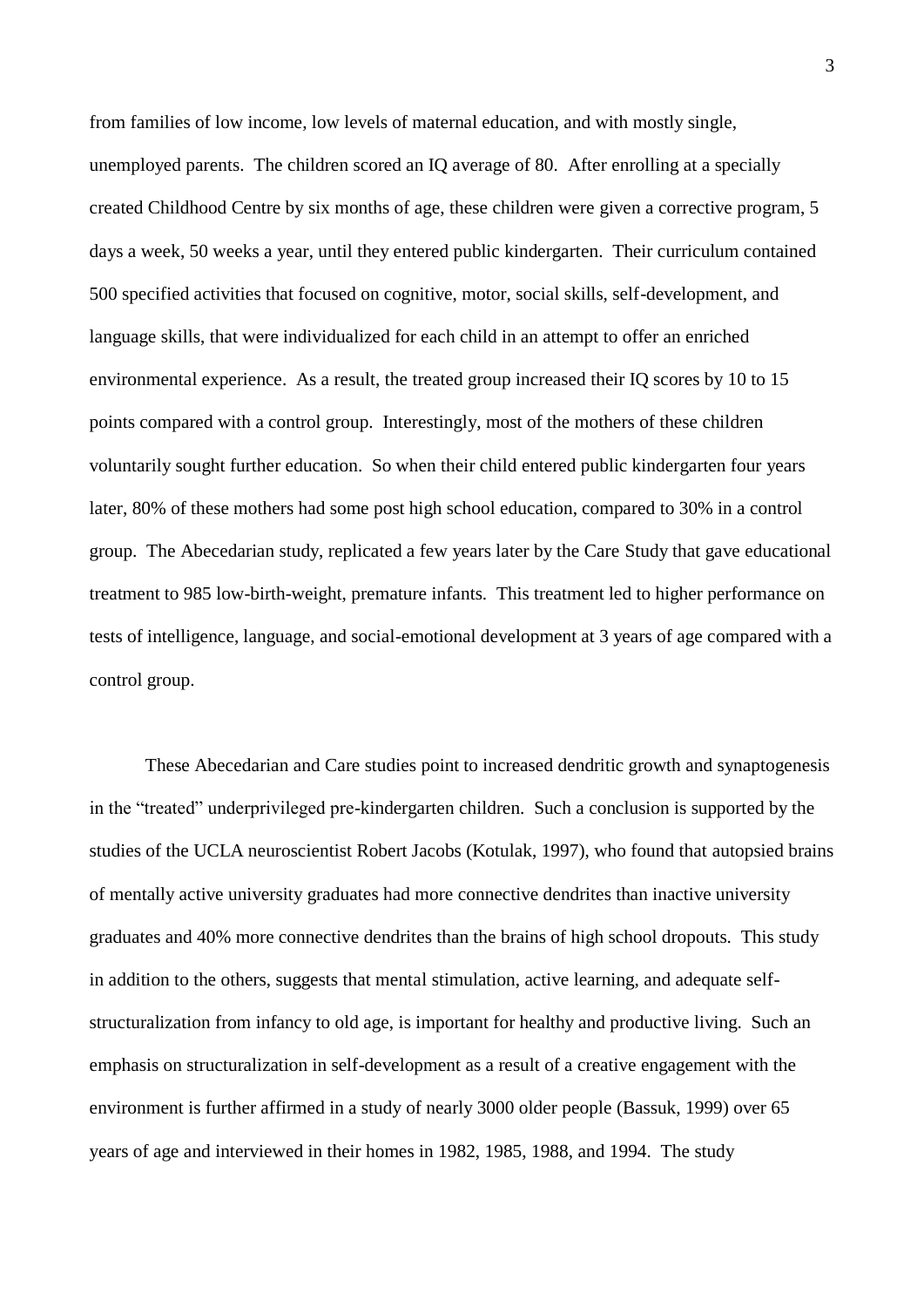from families of low income, low levels of maternal education, and with mostly single, unemployed parents. The children scored an IQ average of 80. After enrolling at a specially created Childhood Centre by six months of age, these children were given a corrective program, 5 days a week, 50 weeks a year, until they entered public kindergarten. Their curriculum contained 500 specified activities that focused on cognitive, motor, social skills, self-development, and language skills, that were individualized for each child in an attempt to offer an enriched environmental experience. As a result, the treated group increased their IQ scores by 10 to 15 points compared with a control group. Interestingly, most of the mothers of these children voluntarily sought further education. So when their child entered public kindergarten four years later, 80% of these mothers had some post high school education, compared to 30% in a control group. The Abecedarian study, replicated a few years later by the Care Study that gave educational treatment to 985 low-birth-weight, premature infants. This treatment led to higher performance on tests of intelligence, language, and social-emotional development at 3 years of age compared with a control group.

These Abecedarian and Care studies point to increased dendritic growth and synaptogenesis in the "treated" underprivileged pre-kindergarten children. Such a conclusion is supported by the studies of the UCLA neuroscientist Robert Jacobs (Kotulak, 1997), who found that autopsied brains of mentally active university graduates had more connective dendrites than inactive university graduates and 40% more connective dendrites than the brains of high school dropouts. This study in addition to the others, suggests that mental stimulation, active learning, and adequate self-structuralization from infancy to old age, is important for healthy and productive living. Such an emphasis on structuralization in self-development as a result of a creative engagement with the environment is further affirmed in a study of nearly 3000 older people (Bassuk, 1999) over 65 years of age and interviewed in their homes in 1982, 1985, 1988, and 1994. The study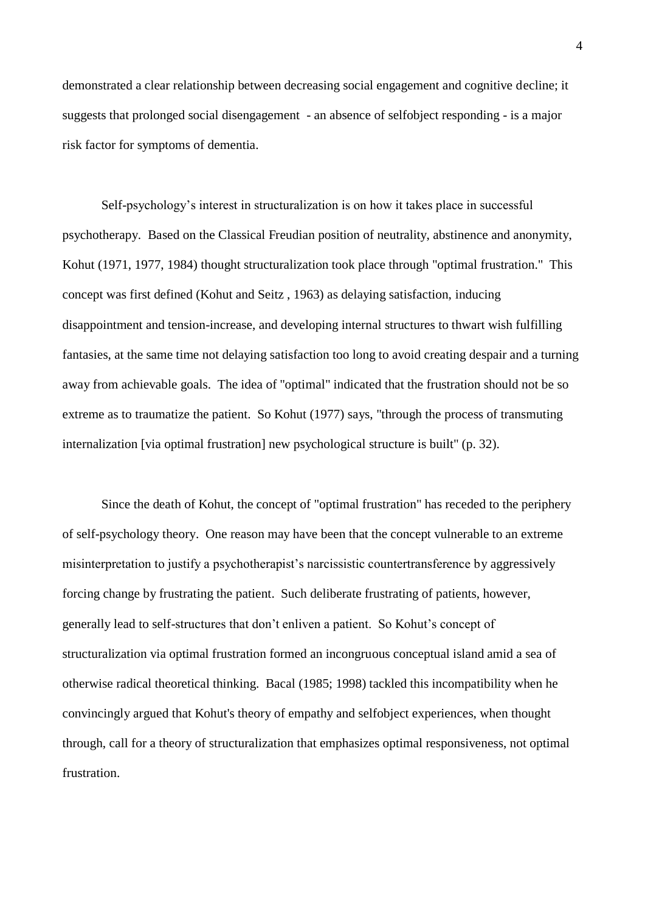demonstrated a clear relationship between decreasing social engagement and cognitive decline; it suggests that prolonged social disengagement - an absence of selfobject responding - is a major risk factor for symptoms of dementia.

Self-psychology's interest in structuralization is on how it takes place in successful psychotherapy. Based on the Classical Freudian position of neutrality, abstinence and anonymity, Kohut (1971, 1977, 1984) thought structuralization took place through "optimal frustration." This concept was first defined (Kohut and Seitz , 1963) as delaying satisfaction, inducing disappointment and tension-increase, and developing internal structures to thwart wish fulfilling fantasies, at the same time not delaying satisfaction too long to avoid creating despair and a turning away from achievable goals. The idea of "optimal" indicated that the frustration should not be so extreme as to traumatize the patient. So Kohut (1977) says, "through the process of transmuting internalization [via optimal frustration] new psychological structure is built" (p. 32).

Since the death of Kohut, the concept of "optimal frustration" has receded to the periphery of self-psychology theory. One reason may have been that the concept vulnerable to an extreme misinterpretation to justify a psychotherapist's narcissistic countertransference by aggressively forcing change by frustrating the patient. Such deliberate frustrating of patients, however, generally lead to self-structures that don't enliven a patient. So Kohut's concept of structuralization via optimal frustration formed an incongruous conceptual island amid a sea of otherwise radical theoretical thinking. Bacal (1985; 1998) tackled this incompatibility when he convincingly argued that Kohut's theory of empathy and selfobject experiences, when thought through, call for a theory of structuralization that emphasizes optimal responsiveness, not optimal frustration.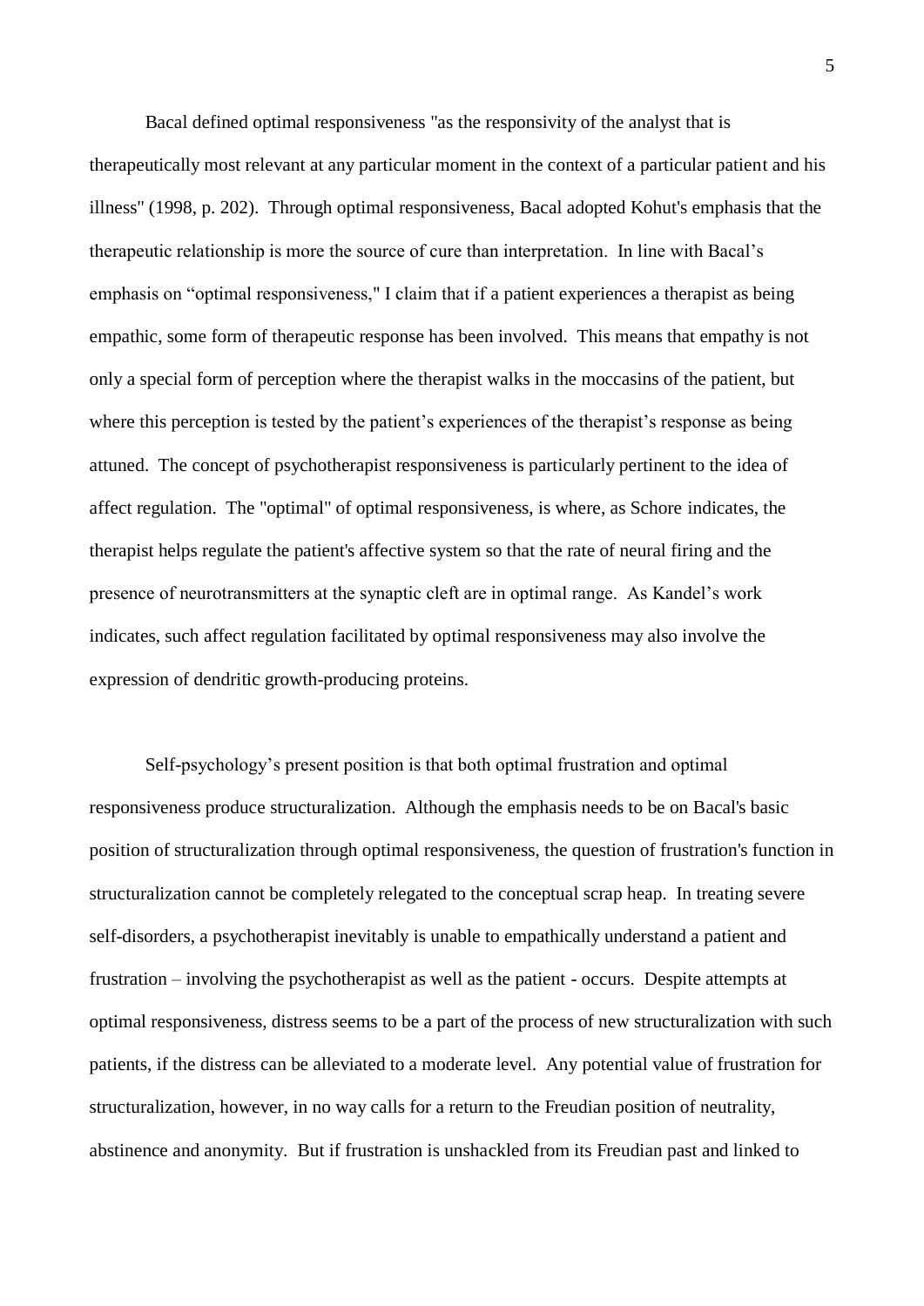Bacal defined optimal responsiveness "as the responsivity of the analyst that is therapeutically most relevant at any particular moment in the context of a particular patient and his illness" (1998, p. 202). Through optimal responsiveness, Bacal adopted Kohut's emphasis that the therapeutic relationship is more the source of cure than interpretation. In line with Bacal's emphasis on "optimal responsiveness," I claim that if a patient experiences a therapist as being empathic, some form of therapeutic response has been involved. This means that empathy is not only a special form of perception where the therapist walks in the moccasins of the patient, but where this perception is tested by the patient's experiences of the therapist's response as being attuned. The concept of psychotherapist responsiveness is particularly pertinent to the idea of affect regulation. The "optimal" of optimal responsiveness, is where, as Schore indicates, the therapist helps regulate the patient's affective system so that the rate of neural firing and the presence of neurotransmitters at the synaptic cleft are in optimal range. As Kandel's work indicates, such affect regulation facilitated by optimal responsiveness may also involve the expression of dendritic growth-producing proteins.

Self-psychology's present position is that both optimal frustration and optimal responsiveness produce structuralization. Although the emphasis needs to be on Bacal's basic position of structuralization through optimal responsiveness, the question of frustration's function in structuralization cannot be completely relegated to the conceptual scrap heap. In treating severe self-disorders, a psychotherapist inevitably is unable to empathically understand a patient and frustration – involving the psychotherapist as well as the patient - occurs. Despite attempts at optimal responsiveness, distress seems to be a part of the process of new structuralization with such patients, if the distress can be alleviated to a moderate level. Any potential value of frustration for structuralization, however, in no way calls for a return to the Freudian position of neutrality, abstinence and anonymity. But if frustration is unshackled from its Freudian past and linked to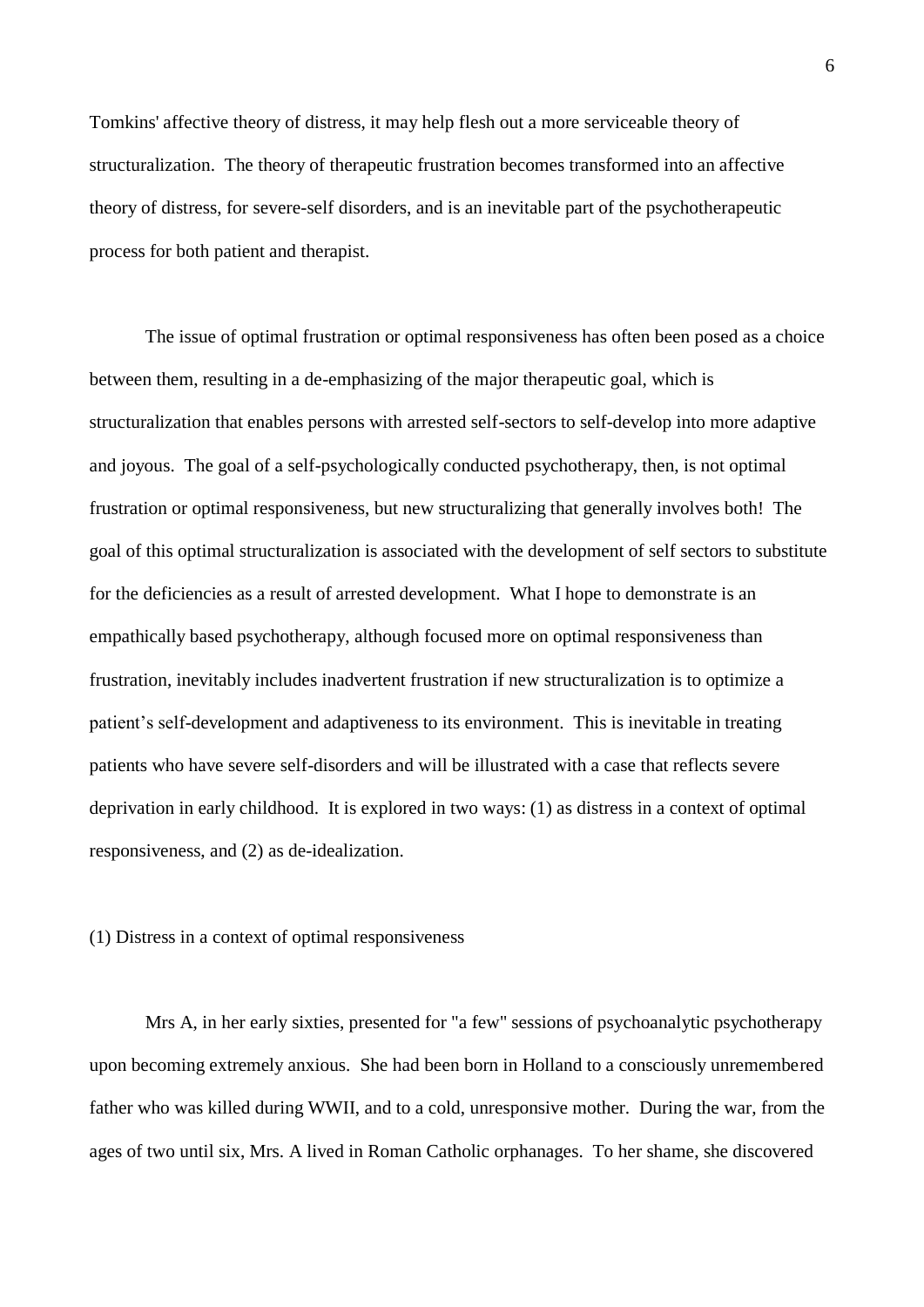Tomkins' affective theory of distress, it may help flesh out a more serviceable theory of structuralization. The theory of therapeutic frustration becomes transformed into an affective theory of distress, for severe-self disorders, and is an inevitable part of the psychotherapeutic process for both patient and therapist.

The issue of optimal frustration or optimal responsiveness has often been posed as a choice between them, resulting in a de-emphasizing of the major therapeutic goal, which is structuralization that enables persons with arrested self-sectors to self-develop into more adaptive and joyous. The goal of a self-psychologically conducted psychotherapy, then, is not optimal frustration or optimal responsiveness, but new structuralizing that generally involves both! The goal of this optimal structuralization is associated with the development of self sectors to substitute for the deficiencies as a result of arrested development. What I hope to demonstrate is an empathically based psychotherapy, although focused more on optimal responsiveness than frustration, inevitably includes inadvertent frustration if new structuralization is to optimize a patient's self-development and adaptiveness to its environment. This is inevitable in treating patients who have severe self-disorders and will be illustrated with a case that reflects severe deprivation in early childhood. It is explored in two ways: (1) as distress in a context of optimal responsiveness, and (2) as de-idealization.

(1) Distress in a context of optimal responsiveness

Mrs A, in her early sixties, presented for "a few" sessions of psychoanalytic psychotherapy upon becoming extremely anxious. She had been born in Holland to a consciously unremembered father who was killed during WWII, and to a cold, unresponsive mother. During the war, from the ages of two until six, Mrs. A lived in Roman Catholic orphanages. To her shame, she discovered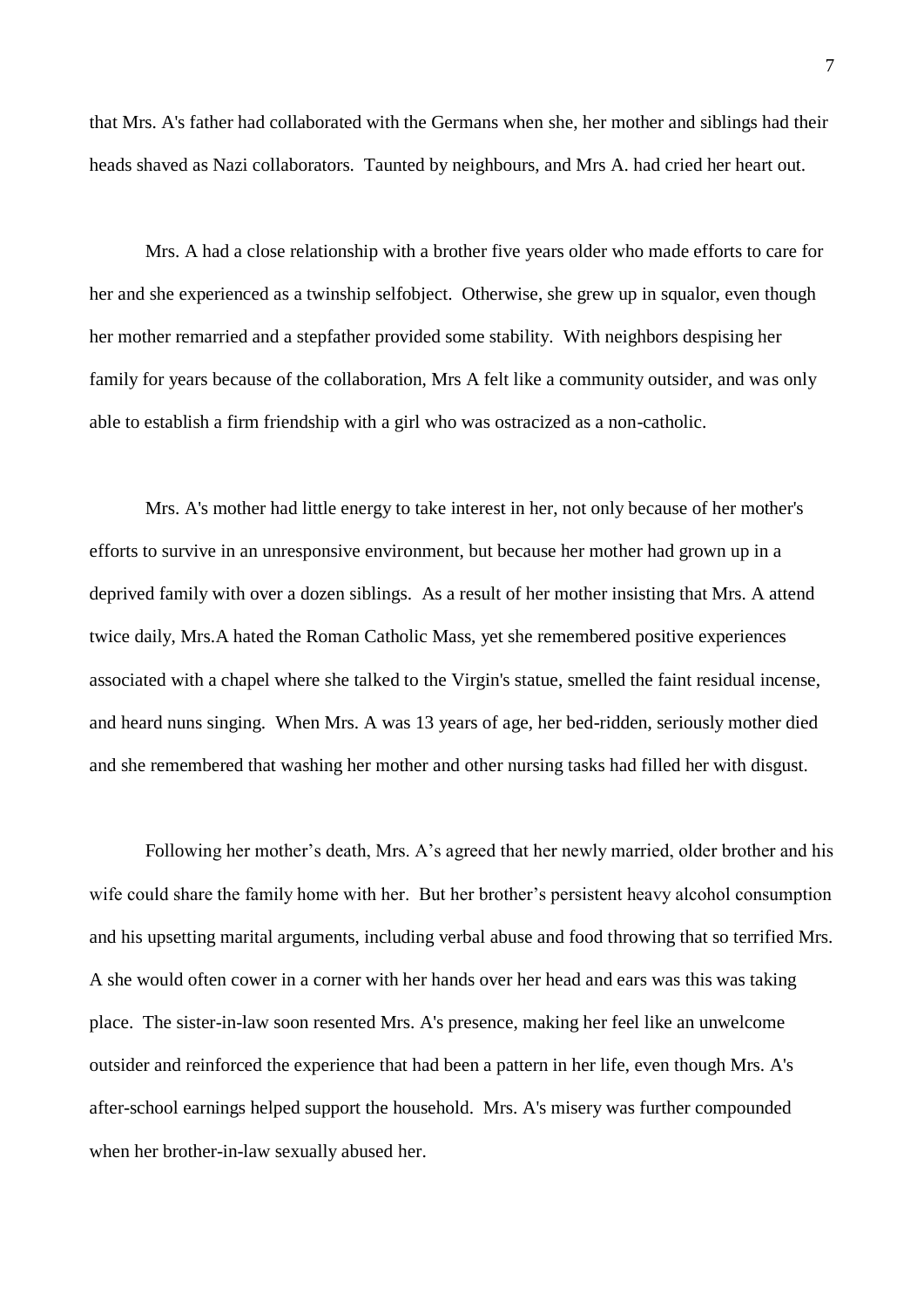that Mrs. A's father had collaborated with the Germans when she, her mother and siblings had their heads shaved as Nazi collaborators. Taunted by neighbours, and Mrs A. had cried her heart out.

Mrs. A had a close relationship with a brother five years older who made efforts to care for her and she experienced as a twinship selfobject. Otherwise, she grew up in squalor, even though her mother remarried and a stepfather provided some stability. With neighbors despising her family for years because of the collaboration, Mrs A felt like a community outsider, and was only able to establish a firm friendship with a girl who was ostracized as a non-catholic.

Mrs. A's mother had little energy to take interest in her, not only because of her mother's efforts to survive in an unresponsive environment, but because her mother had grown up in a deprived family with over a dozen siblings. As a result of her mother insisting that Mrs. A attend twice daily, Mrs.A hated the Roman Catholic Mass, yet she remembered positive experiences associated with a chapel where she talked to the Virgin's statue, smelled the faint residual incense, and heard nuns singing. When Mrs. A was 13 years of age, her bed-ridden, seriously mother died and she remembered that washing her mother and other nursing tasks had filled her with disgust.

Following her mother's death, Mrs. A's agreed that her newly married, older brother and his wife could share the family home with her. But her brother's persistent heavy alcohol consumption and his upsetting marital arguments, including verbal abuse and food throwing that so terrified Mrs. A she would often cower in a corner with her hands over her head and ears was this was taking place. The sister-in-law soon resented Mrs. A's presence, making her feel like an unwelcome outsider and reinforced the experience that had been a pattern in her life, even though Mrs. A's after-school earnings helped support the household. Mrs. A's misery was further compounded when her brother-in-law sexually abused her.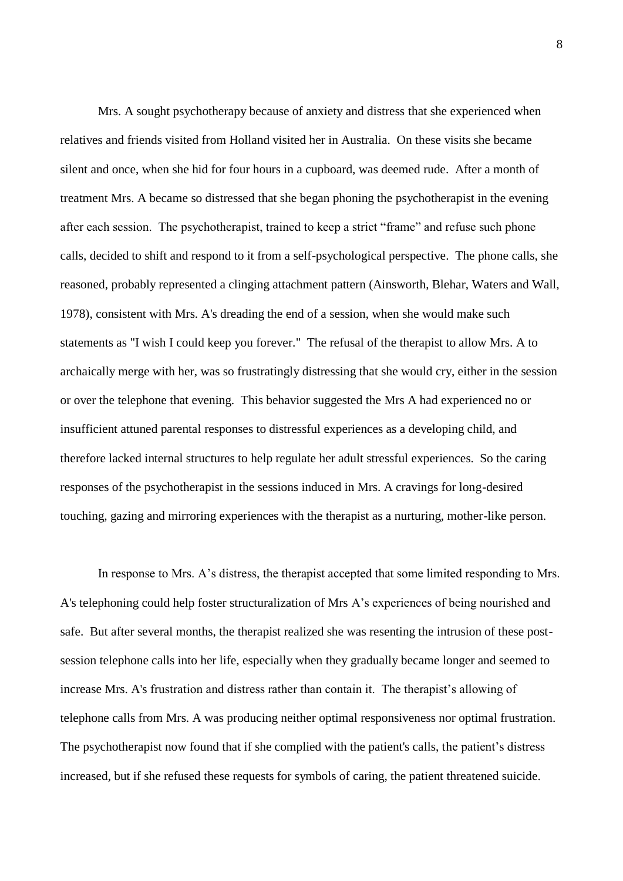Mrs. A sought psychotherapy because of anxiety and distress that she experienced when relatives and friends visited from Holland visited her in Australia. On these visits she became silent and once, when she hid for four hours in a cupboard, was deemed rude. After a month of treatment Mrs. A became so distressed that she began phoning the psychotherapist in the evening after each session. The psychotherapist, trained to keep a strict "frame" and refuse such phone calls, decided to shift and respond to it from a self-psychological perspective. The phone calls, she reasoned, probably represented a clinging attachment pattern (Ainsworth, Blehar, Waters and Wall, 1978), consistent with Mrs. A's dreading the end of a session, when she would make such statements as "I wish I could keep you forever." The refusal of the therapist to allow Mrs. A to archaically merge with her, was so frustratingly distressing that she would cry, either in the session or over the telephone that evening. This behavior suggested the Mrs A had experienced no or insufficient attuned parental responses to distressful experiences as a developing child, and therefore lacked internal structures to help regulate her adult stressful experiences. So the caring responses of the psychotherapist in the sessions induced in Mrs. A cravings for long-desired touching, gazing and mirroring experiences with the therapist as a nurturing, mother-like person.

In response to Mrs. A's distress, the therapist accepted that some limited responding to Mrs. A's telephoning could help foster structuralization of Mrs A's experiences of being nourished and safe. But after several months, the therapist realized she was resenting the intrusion of these post-session telephone calls into her life, especially when they gradually became longer and seemed to increase Mrs. A's frustration and distress rather than contain it. The therapist's allowing of telephone calls from Mrs. A was producing neither optimal responsiveness nor optimal frustration. The psychotherapist now found that if she complied with the patient's calls, the patient's distress increased, but if she refused these requests for symbols of caring, the patient threatened suicide.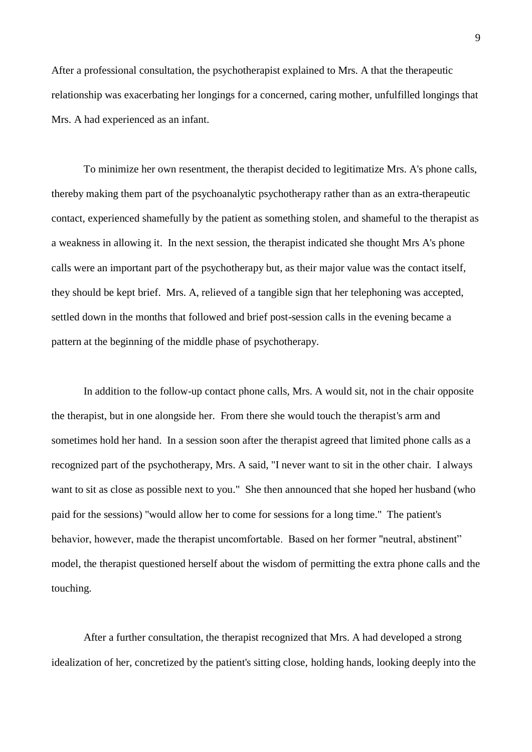After a professional consultation, the psychotherapist explained to Mrs. A that the therapeutic relationship was exacerbating her longings for a concerned, caring mother, unfulfilled longings that Mrs. A had experienced as an infant.

To minimize her own resentment, the therapist decided to legitimatize Mrs. A's phone calls, thereby making them part of the psychoanalytic psychotherapy rather than as an extra-therapeutic contact, experienced shamefully by the patient as something stolen, and shameful to the therapist as a weakness in allowing it. In the next session, the therapist indicated she thought Mrs A's phone calls were an important part of the psychotherapy but, as their major value was the contact itself, they should be kept brief. Mrs. A, relieved of a tangible sign that her telephoning was accepted, settled down in the months that followed and brief post-session calls in the evening became a pattern at the beginning of the middle phase of psychotherapy.

In addition to the follow-up contact phone calls, Mrs. A would sit, not in the chair opposite the therapist, but in one alongside her. From there she would touch the therapist's arm and sometimes hold her hand. In a session soon after the therapist agreed that limited phone calls as a recognized part of the psychotherapy, Mrs. A said, "I never want to sit in the other chair. I always want to sit as close as possible next to you." She then announced that she hoped her husband (who paid for the sessions) "would allow her to come for sessions for a long time." The patient's behavior, however, made the therapist uncomfortable. Based on her former "neutral, abstinent" model, the therapist questioned herself about the wisdom of permitting the extra phone calls and the touching.

After a further consultation, the therapist recognized that Mrs. A had developed a strong idealization of her, concretized by the patient's sitting close, holding hands, looking deeply into the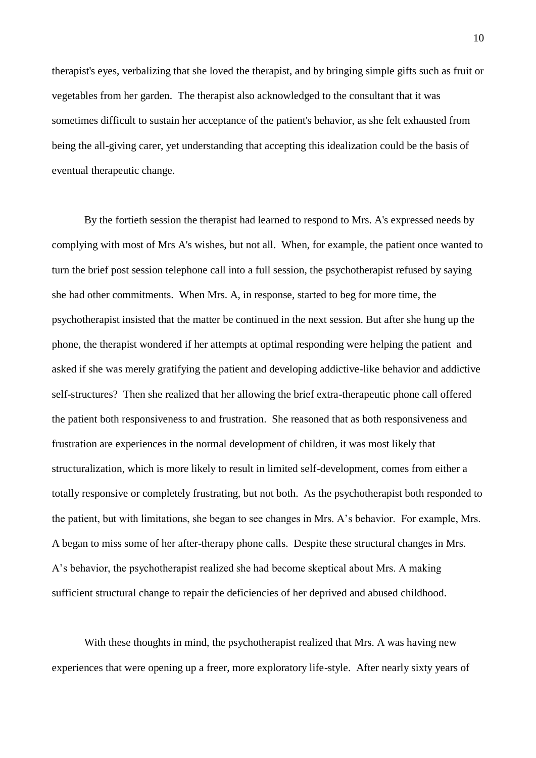therapist's eyes, verbalizing that she loved the therapist, and by bringing simple gifts such as fruit or vegetables from her garden. The therapist also acknowledged to the consultant that it was sometimes difficult to sustain her acceptance of the patient's behavior, as she felt exhausted from being the all-giving carer, yet understanding that accepting this idealization could be the basis of eventual therapeutic change.

By the fortieth session the therapist had learned to respond to Mrs. A's expressed needs by complying with most of Mrs A's wishes, but not all. When, for example, the patient once wanted to turn the brief post session telephone call into a full session, the psychotherapist refused by saying she had other commitments. When Mrs. A, in response, started to beg for more time, the psychotherapist insisted that the matter be continued in the next session. But after she hung up the phone, the therapist wondered if her attempts at optimal responding were helping the patient and asked if she was merely gratifying the patient and developing addictive-like behavior and addictive self-structures? Then she realized that her allowing the brief extra-therapeutic phone call offered the patient both responsiveness to and frustration. She reasoned that as both responsiveness and frustration are experiences in the normal development of children, it was most likely that structuralization, which is more likely to result in limited self-development, comes from either a totally responsive or completely frustrating, but not both. As the psychotherapist both responded to the patient, but with limitations, she began to see changes in Mrs. A's behavior. For example, Mrs. A began to miss some of her after-therapy phone calls. Despite these structural changes in Mrs. A's behavior, the psychotherapist realized she had become skeptical about Mrs. A making sufficient structural change to repair the deficiencies of her deprived and abused childhood.

With these thoughts in mind, the psychotherapist realized that Mrs. A was having new experiences that were opening up a freer, more exploratory life-style. After nearly sixty years of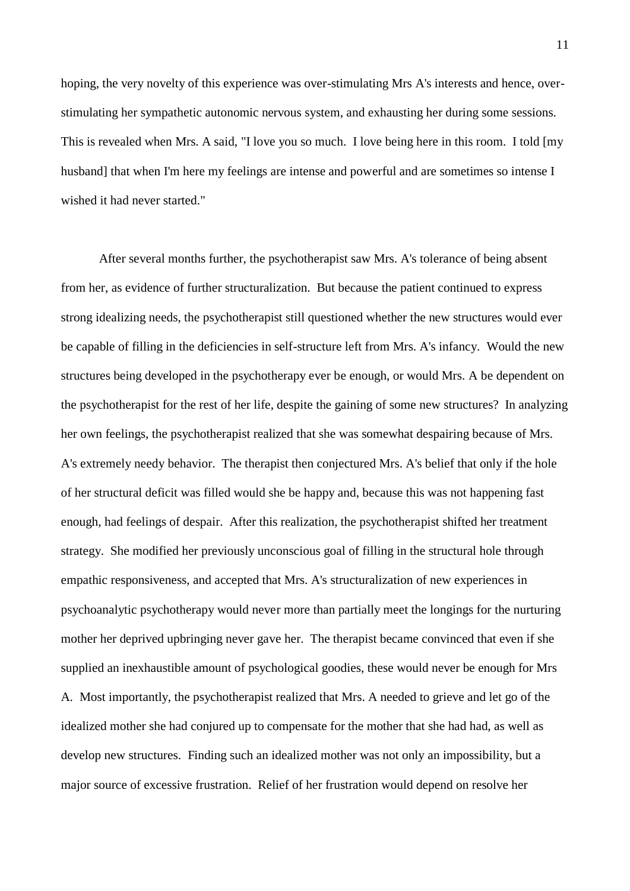hoping, the very novelty of this experience was over-stimulating Mrs A's interests and hence, over-stimulating her sympathetic autonomic nervous system, and exhausting her during some sessions. This is revealed when Mrs. A said, "I love you so much. I love being here in this room. I told [my husband] that when I'm here my feelings are intense and powerful and are sometimes so intense I wished it had never started."

After several months further, the psychotherapist saw Mrs. A's tolerance of being absent from her, as evidence of further structuralization. But because the patient continued to express strong idealizing needs, the psychotherapist still questioned whether the new structures would ever be capable of filling in the deficiencies in self-structure left from Mrs. A's infancy. Would the new structures being developed in the psychotherapy ever be enough, or would Mrs. A be dependent on the psychotherapist for the rest of her life, despite the gaining of some new structures? In analyzing her own feelings, the psychotherapist realized that she was somewhat despairing because of Mrs. A's extremely needy behavior. The therapist then conjectured Mrs. A's belief that only if the hole of her structural deficit was filled would she be happy and, because this was not happening fast enough, had feelings of despair. After this realization, the psychotherapist shifted her treatment strategy. She modified her previously unconscious goal of filling in the structural hole through empathic responsiveness, and accepted that Mrs. A's structuralization of new experiences in psychoanalytic psychotherapy would never more than partially meet the longings for the nurturing mother her deprived upbringing never gave her. The therapist became convinced that even if she supplied an inexhaustible amount of psychological goodies, these would never be enough for Mrs A. Most importantly, the psychotherapist realized that Mrs. A needed to grieve and let go of the idealized mother she had conjured up to compensate for the mother that she had had, as well as develop new structures. Finding such an idealized mother was not only an impossibility, but a major source of excessive frustration. Relief of her frustration would depend on resolve her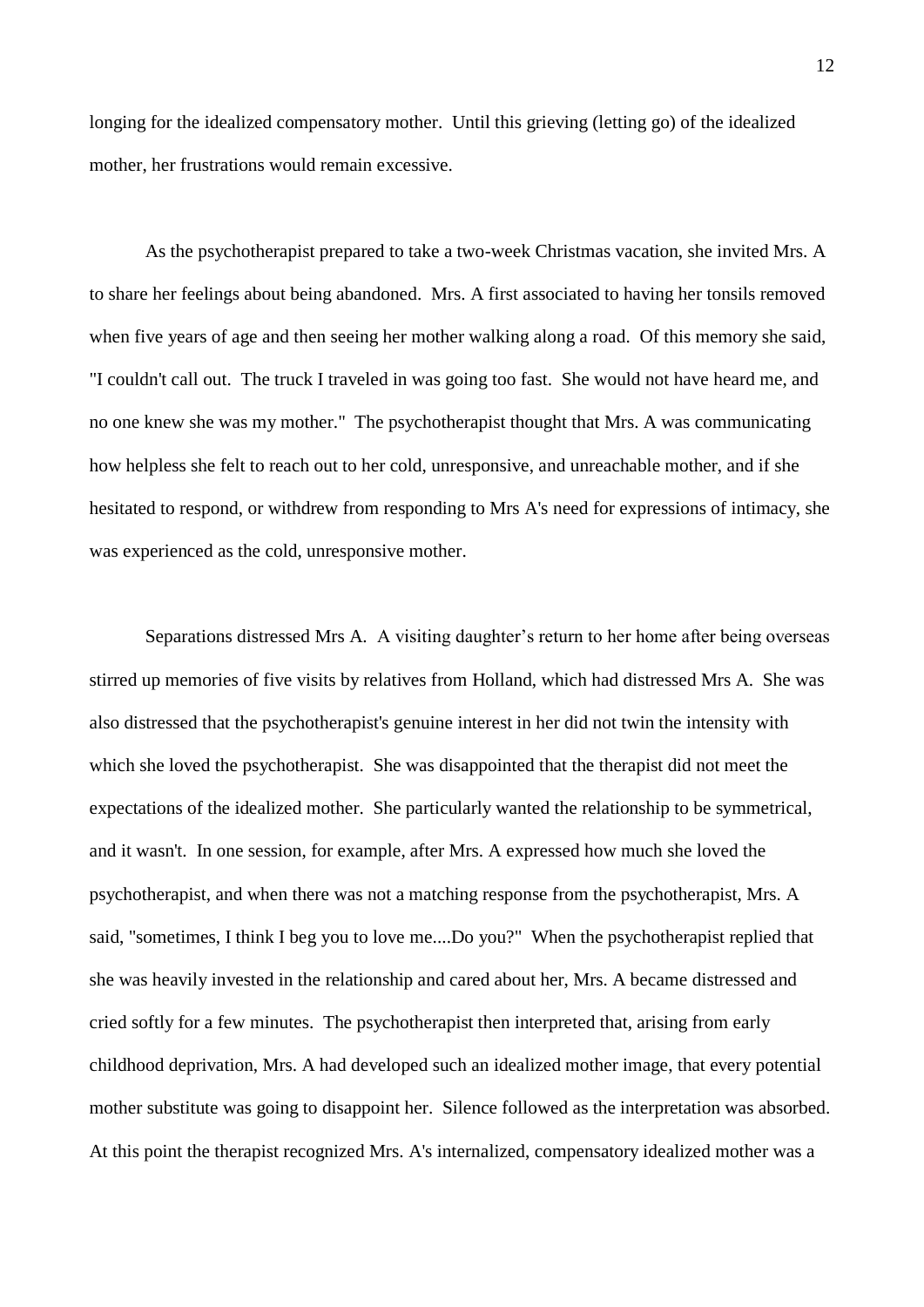longing for the idealized compensatory mother. Until this grieving (letting go) of the idealized mother, her frustrations would remain excessive.

As the psychotherapist prepared to take a two-week Christmas vacation, she invited Mrs. A to share her feelings about being abandoned. Mrs. A first associated to having her tonsils removed when five years of age and then seeing her mother walking along a road. Of this memory she said, "I couldn't call out. The truck I traveled in was going too fast. She would not have heard me, and no one knew she was my mother." The psychotherapist thought that Mrs. A was communicating how helpless she felt to reach out to her cold, unresponsive, and unreachable mother, and if she hesitated to respond, or withdrew from responding to Mrs A's need for expressions of intimacy, she was experienced as the cold, unresponsive mother.

Separations distressed Mrs A. A visiting daughter's return to her home after being overseas stirred up memories of five visits by relatives from Holland, which had distressed Mrs A. She was also distressed that the psychotherapist's genuine interest in her did not twin the intensity with which she loved the psychotherapist. She was disappointed that the therapist did not meet the expectations of the idealized mother. She particularly wanted the relationship to be symmetrical, and it wasn't. In one session, for example, after Mrs. A expressed how much she loved the psychotherapist, and when there was not a matching response from the psychotherapist, Mrs. A said, "sometimes, I think I beg you to love me....Do you?" When the psychotherapist replied that she was heavily invested in the relationship and cared about her, Mrs. A became distressed and cried softly for a few minutes. The psychotherapist then interpreted that, arising from early childhood deprivation, Mrs. A had developed such an idealized mother image, that every potential mother substitute was going to disappoint her. Silence followed as the interpretation was absorbed. At this point the therapist recognized Mrs. A's internalized, compensatory idealized mother was a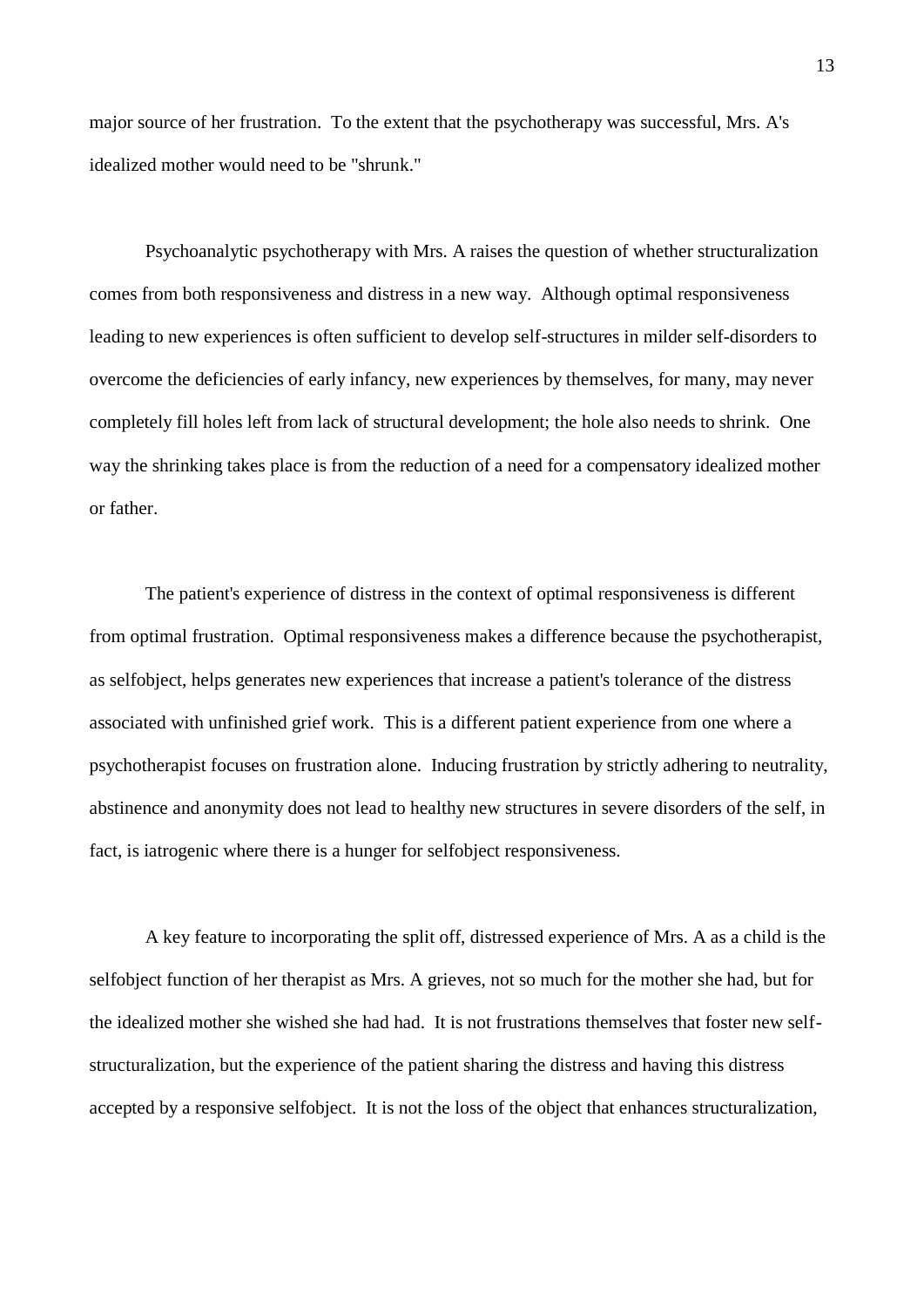major source of her frustration. To the extent that the psychotherapy was successful, Mrs. A's idealized mother would need to be "shrunk."

Psychoanalytic psychotherapy with Mrs. A raises the question of whether structuralization comes from both responsiveness and distress in a new way. Although optimal responsiveness leading to new experiences is often sufficient to develop self-structures in milder self-disorders to overcome the deficiencies of early infancy, new experiences by themselves, for many, may never completely fill holes left from lack of structural development; the hole also needs to shrink. One way the shrinking takes place is from the reduction of a need for a compensatory idealized mother or father.

The patient's experience of distress in the context of optimal responsiveness is different from optimal frustration. Optimal responsiveness makes a difference because the psychotherapist, as selfobject, helps generates new experiences that increase a patient's tolerance of the distress associated with unfinished grief work. This is a different patient experience from one where a psychotherapist focuses on frustration alone. Inducing frustration by strictly adhering to neutrality, abstinence and anonymity does not lead to healthy new structures in severe disorders of the self, in fact, is iatrogenic where there is a hunger for selfobject responsiveness.

A key feature to incorporating the split off, distressed experience of Mrs. A as a child is the selfobject function of her therapist as Mrs. A grieves, not so much for the mother she had, but for the idealized mother she wished she had had. It is not frustrations themselves that foster new self-structuralization, but the experience of the patient sharing the distress and having this distress accepted by a responsive selfobject. It is not the loss of the object that enhances structuralization,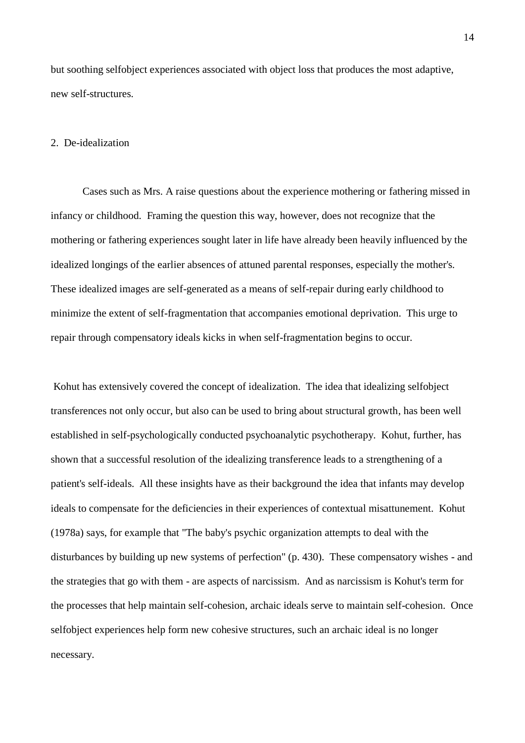but soothing selfobject experiences associated with object loss that produces the most adaptive, new self-structures.

## 2. De-idealization

Cases such as Mrs. A raise questions about the experience mothering or fathering missed in infancy or childhood. Framing the question this way, however, does not recognize that the mothering or fathering experiences sought later in life have already been heavily influenced by the idealized longings of the earlier absences of attuned parental responses, especially the mother's. These idealized images are self-generated as a means of self-repair during early childhood to minimize the extent of self-fragmentation that accompanies emotional deprivation. This urge to repair through compensatory ideals kicks in when self-fragmentation begins to occur.

Kohut has extensively covered the concept of idealization. The idea that idealizing selfobject transferences not only occur, but also can be used to bring about structural growth, has been well established in self-psychologically conducted psychoanalytic psychotherapy. Kohut, further, has shown that a successful resolution of the idealizing transference leads to a strengthening of a patient's self-ideals. All these insights have as their background the idea that infants may develop ideals to compensate for the deficiencies in their experiences of contextual misattunement. Kohut (1978a) says, for example that "The baby's psychic organization attempts to deal with the disturbances by building up new systems of perfection" (p. 430). These compensatory wishes - and the strategies that go with them - are aspects of narcissism. And as narcissism is Kohut's term for the processes that help maintain self-cohesion, archaic ideals serve to maintain self-cohesion. Once selfobject experiences help form new cohesive structures, such an archaic ideal is no longer necessary.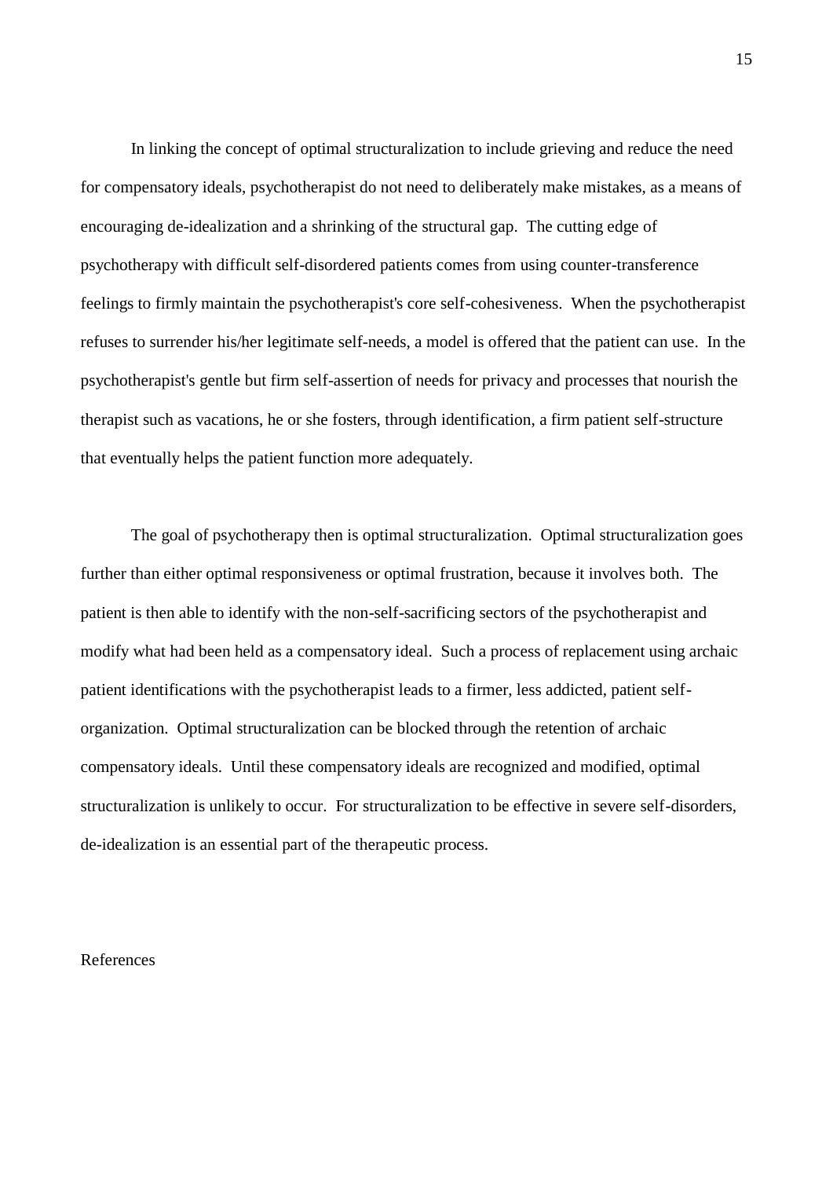In linking the concept of optimal structuralization to include grieving and reduce the need for compensatory ideals, psychotherapist do not need to deliberately make mistakes, as a means of encouraging de-idealization and a shrinking of the structural gap. The cutting edge of psychotherapy with difficult self-disordered patients comes from using counter-transference feelings to firmly maintain the psychotherapist's core self-cohesiveness. When the psychotherapist refuses to surrender his/her legitimate self-needs, a model is offered that the patient can use. In the psychotherapist's gentle but firm self-assertion of needs for privacy and processes that nourish the therapist such as vacations, he or she fosters, through identification, a firm patient self-structure that eventually helps the patient function more adequately.

The goal of psychotherapy then is optimal structuralization. Optimal structuralization goes further than either optimal responsiveness or optimal frustration, because it involves both. The patient is then able to identify with the non-self-sacrificing sectors of the psychotherapist and modify what had been held as a compensatory ideal. Such a process of replacement using archaic patient identifications with the psychotherapist leads to a firmer, less addicted, patient self-organization. Optimal structuralization can be blocked through the retention of archaic compensatory ideals. Until these compensatory ideals are recognized and modified, optimal structuralization is unlikely to occur. For structuralization to be effective in severe self-disorders, de-idealization is an essential part of the therapeutic process.

References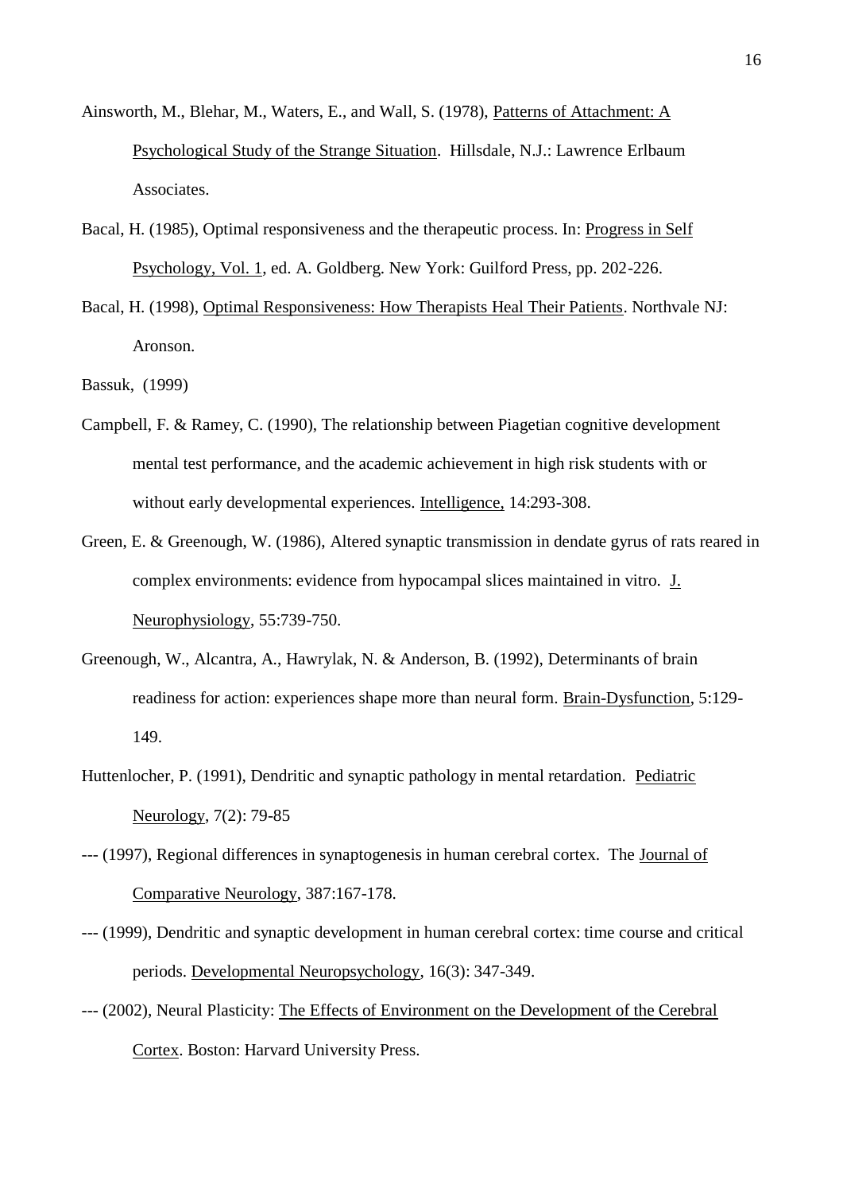Ainsworth, M., Blehar, M., Waters, E., and Wall, S. (1978), Patterns of Attachment: A Psychological Study of the Strange Situation. Hillsdale, N.J.: Lawrence Erlbaum Associates.

Bacal, H. (1985), Optimal responsiveness and the therapeutic process. In: Progress in Self Psychology, Vol. 1, ed. A. Goldberg. New York: Guilford Press, pp. 202-226.

Bacal, H. (1998), Optimal Responsiveness: How Therapists Heal Their Patients. Northvale NJ: Aronson.

Bassuk, (1999)

Campbell, F. & Ramey, C. (1990), The relationship between Piagetian cognitive development mental test performance, and the academic achievement in high risk students with or without early developmental experiences. Intelligence, 14:293-308.

Green, E. & Greenough, W. (1986), Altered synaptic transmission in dendate gyrus of rats reared in complex environments: evidence from hypocampal slices maintained in vitro. J. Neurophysiology, 55:739-750.

Greenough, W., Alcantra, A., Hawrylak, N. & Anderson, B. (1992), Determinants of brain readiness for action: experiences shape more than neural form. Brain-Dysfunction, 5:129-149.

Huttenlocher, P. (1991), Dendritic and synaptic pathology in mental retardation. Pediatric Neurology, 7(2): 79-85

--- (1997), Regional differences in synaptogenesis in human cerebral cortex. The Journal of Comparative Neurology, 387:167-178.

--- (1999), Dendritic and synaptic development in human cerebral cortex: time course and critical periods. Developmental Neuropsychology, 16(3): 347-349.

--- (2002), Neural Plasticity: The Effects of Environment on the Development of the Cerebral Cortex. Boston: Harvard University Press.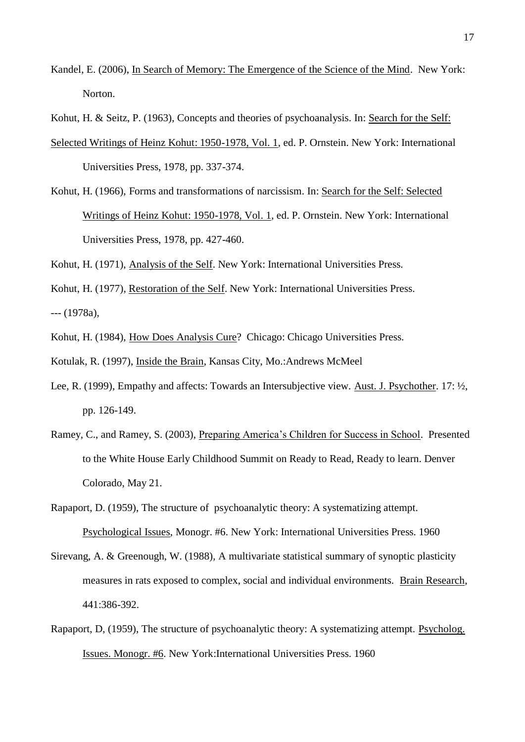Kandel, E. (2006), In Search of Memory: The Emergence of the Science of the Mind. New York: Norton.

Kohut, H. & Seitz, P. (1963), Concepts and theories of psychoanalysis. In: Search for the Self: Selected Writings of Heinz Kohut: 1950-1978, Vol. 1, ed. P. Ornstein. New York: International Universities Press, 1978, pp. 337-374.

Kohut, H. (1966), Forms and transformations of narcissism. In: Search for the Self: Selected Writings of Heinz Kohut: 1950-1978, Vol. 1, ed. P. Ornstein. New York: International Universities Press, 1978, pp. 427-460.

Kohut, H. (1971), Analysis of the Self. New York: International Universities Press.

Kohut, H. (1977), Restoration of the Self. New York: International Universities Press.

--- (1978a),

Kohut, H. (1984), How Does Analysis Cure? Chicago: Chicago Universities Press.

Kotulak, R. (1997), Inside the Brain, Kansas City, Mo.:Andrews McMeel

Lee, R. (1999), Empathy and affects: Towards an Intersubjective view. Aust. J. Psychother. 17: ½, pp. 126-149.

Ramey, C., and Ramey, S. (2003), Preparing America's Children for Success in School. Presented to the White House Early Childhood Summit on Ready to Read, Ready to learn. Denver Colorado, May 21.

Rapaport, D. (1959), The structure of psychoanalytic theory: A systematizing attempt. Psychological Issues, Monogr. #6. New York: International Universities Press. 1960

Sirevang, A. & Greenough, W. (1988), A multivariate statistical summary of synoptic plasticity measures in rats exposed to complex, social and individual environments. Brain Research, 441:386-392.

Rapaport, D, (1959), The structure of psychoanalytic theory: A systematizing attempt. Psycholog. Issues. Monogr. #6. New York:International Universities Press. 1960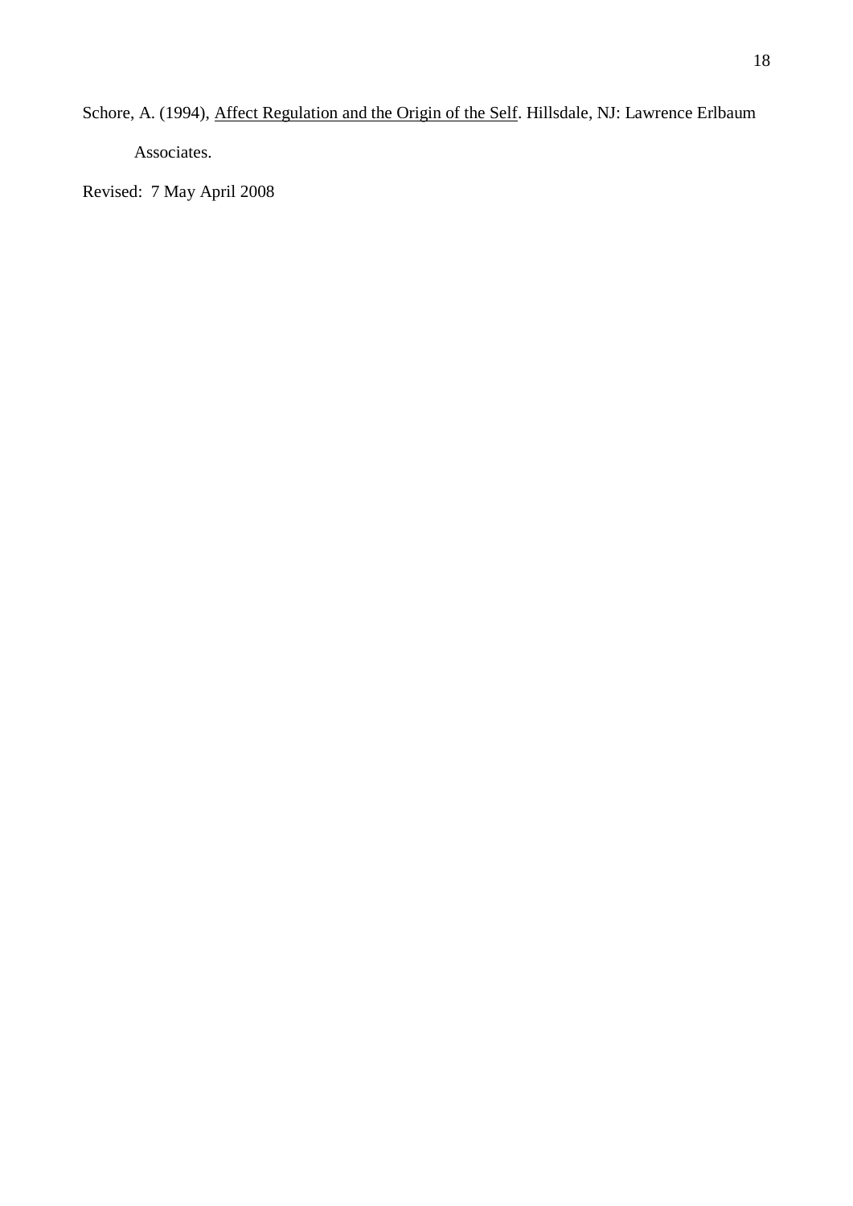Schore, A. (1994), <u>Affect Regulation and the Origin of the Self</u>. Hillsdale, NJ: Lawrence Erlbaum Associates.

Revised: 7 May April 2008